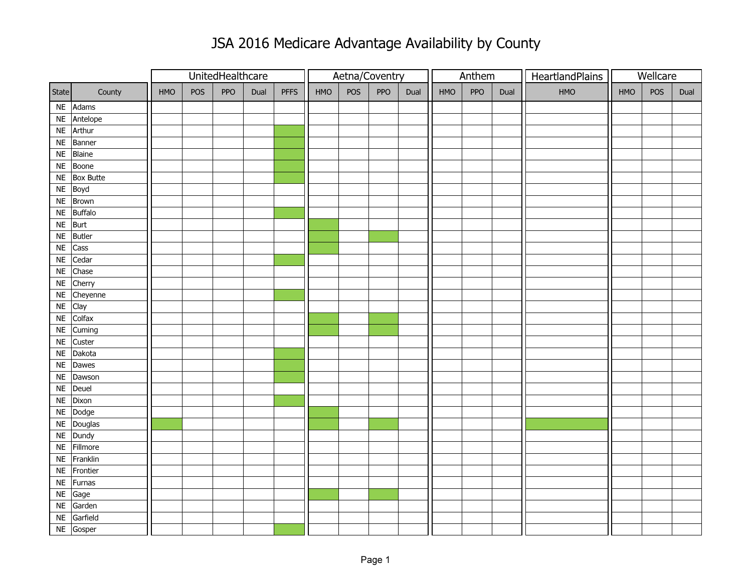# JSA 2016 Medicare Advantage Availability by County

Marked cells (X) indicate plan availability (shown as shaded cells in the original).

| State | County | UnitedHealthcare | | | | | Aetna/Coventry | | | | Anthem | | | HeartlandPlains | Wellcare | | |
|---|---|---|---|---|---|---|---|---|---|---|---|---|---|---|---|---|---|
| | | HMO | POS | PPO | Dual | PFFS | HMO | POS | PPO | Dual | HMO | PPO | Dual | HMO | HMO | POS | Dual |
| NE | Adams | | | | | | | | | | | | | | | | |
| NE | Antelope | | | | | | | | | | | | | | | | |
| NE | Arthur | | | | | X | | | | | | | | | | | |
| NE | Banner | | | | | X | | | | | | | | | | | |
| NE | Blaine | | | | | X | | | | | | | | | | | |
| NE | Boone | | | | | X | | | | | | | | | | | |
| NE | Box Butte | | | | | X | | | | | | | | | | | |
| NE | Boyd | | | | | | | | | | | | | | | | |
| NE | Brown | | | | | | | | | | | | | | | | |
| NE | Buffalo | | | | | X | | | | | | | | | | | |
| NE | Burt | | | | | | X | | | | | | | | | | |
| NE | Butler | | | | | | X | | X | | | | | | | | |
| NE | Cass | | | | | | X | | | | | | | | | | |
| NE | Cedar | | | | | X | | | | | | | | | | | |
| NE | Chase | | | | | | | | | | | | | | | | |
| NE | Cherry | | | | | | | | | | | | | | | | |
| NE | Cheyenne | | | | | X | | | | | | | | | | | |
| NE | Clay | | | | | | | | | | | | | | | | |
| NE | Colfax | | | | | | X | | X | | | | | | | | |
| NE | Cuming | | | | | | X | | X | | | | | | | | |
| NE | Custer | | | | | | | | | | | | | | | | |
| NE | Dakota | | | | | X | | | | | | | | | | | |
| NE | Dawes | | | | | X | | | | | | | | | | | |
| NE | Dawson | | | | | X | | | | | | | | | | | |
| NE | Deuel | | | | | | | | | | | | | | | | |
| NE | Dixon | | | | | X | | | | | | | | | | | |
| NE | Dodge | | | | | | X | | | | | | | | | | |
| NE | Douglas | X | | | | | X | | X | | | | | X | | | |
| NE | Dundy | | | | | | | | | | | | | | | | |
| NE | Fillmore | | | | | | | | | | | | | | | | |
| NE | Franklin | | | | | | | | | | | | | | | | |
| NE | Frontier | | | | | | | | | | | | | | | | |
| NE | Furnas | | | | | | | | | | | | | | | | |
| NE | Gage | | | | | | X | | X | | | | | | | | |
| NE | Garden | | | | | | | | | | | | | | | | |
| NE | Garfield | | | | | | | | | | | | | | | | |
| NE | Gosper | | | | | X | | | | | | | | | | | |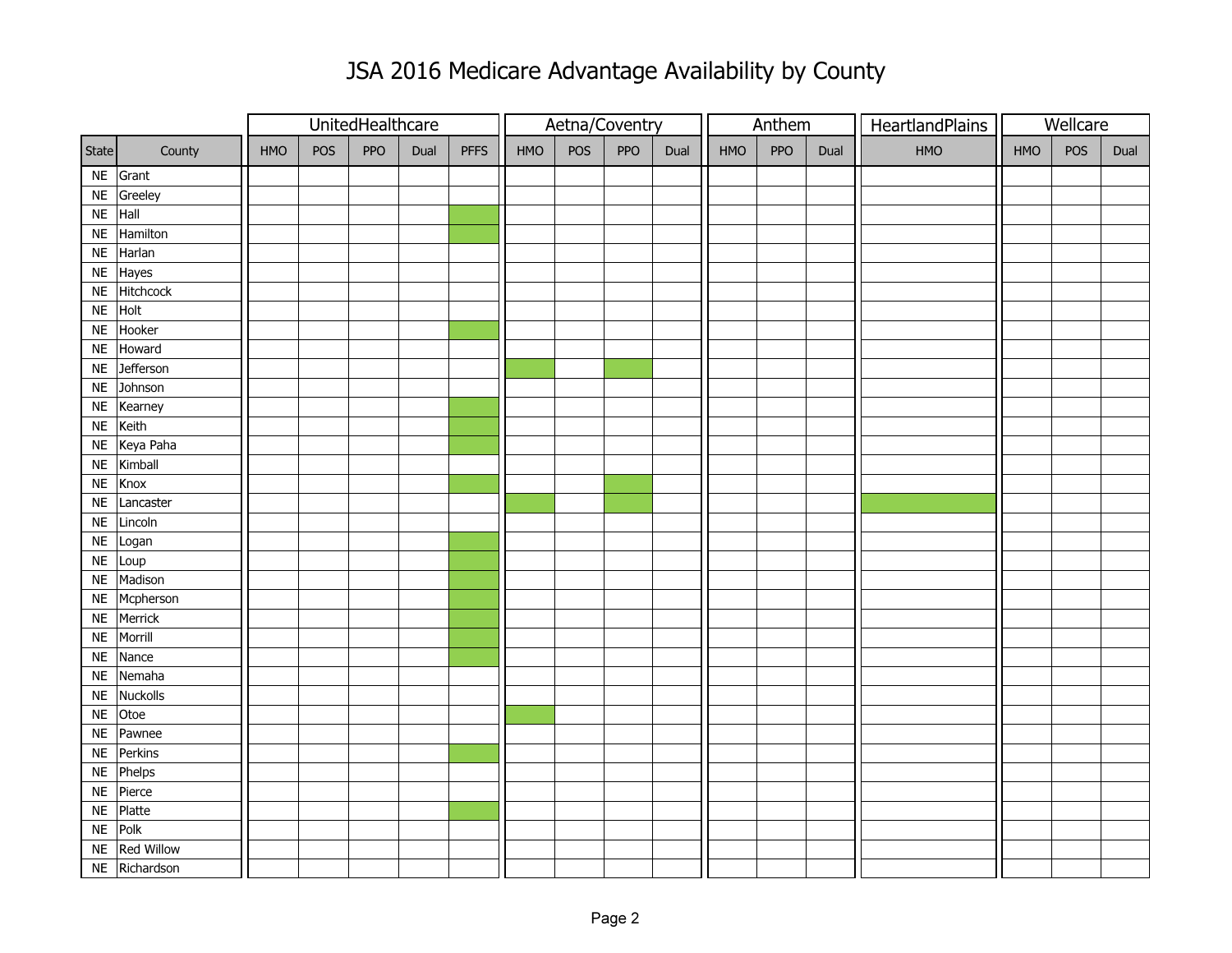# JSA 2016 Medicare Advantage Availability by County

| | | UnitedHealthcare | | | | | Aetna/Coventry | | | | Anthem | | | HeartlandPlains | Wellcare | | |
|---|---|---|---|---|---|---|---|---|---|---|---|---|---|---|---|---|---|
| State | County | HMO | POS | PPO | Dual | PFFS | HMO | POS | PPO | Dual | HMO | PPO | Dual | HMO | HMO | POS | Dual |
| NE | Grant | | | | | | | | | | | | | | | | |
| NE | Greeley | | | | | | | | | | | | | | | | |
| NE | Hall | | | | | ✓ | | | | | | | | | | | |
| NE | Hamilton | | | | | ✓ | | | | | | | | | | | |
| NE | Harlan | | | | | | | | | | | | | | | | |
| NE | Hayes | | | | | | | | | | | | | | | | |
| NE | Hitchcock | | | | | | | | | | | | | | | | |
| NE | Holt | | | | | | | | | | | | | | | | |
| NE | Hooker | | | | | ✓ | | | | | | | | | | | |
| NE | Howard | | | | | | | | | | | | | | | | |
| NE | Jefferson | | | | | | ✓ | | ✓ | | | | | | | | |
| NE | Johnson | | | | | | | | | | | | | | | | |
| NE | Kearney | | | | | ✓ | | | | | | | | | | | |
| NE | Keith | | | | | ✓ | | | | | | | | | | | |
| NE | Keya Paha | | | | | ✓ | | | | | | | | | | | |
| NE | Kimball | | | | | | | | | | | | | | | | |
| NE | Knox | | | | | ✓ | | | ✓ | | | | | | | | |
| NE | Lancaster | | | | | | ✓ | | ✓ | | | | | ✓ | | | |
| NE | Lincoln | | | | | | | | | | | | | | | | |
| NE | Logan | | | | | ✓ | | | | | | | | | | | |
| NE | Loup | | | | | ✓ | | | | | | | | | | | |
| NE | Madison | | | | | ✓ | | | | | | | | | | | |
| NE | Mcpherson | | | | | ✓ | | | | | | | | | | | |
| NE | Merrick | | | | | ✓ | | | | | | | | | | | |
| NE | Morrill | | | | | ✓ | | | | | | | | | | | |
| NE | Nance | | | | | ✓ | | | | | | | | | | | |
| NE | Nemaha | | | | | | | | | | | | | | | | |
| NE | Nuckolls | | | | | | | | | | | | | | | | |
| NE | Otoe | | | | | | ✓ | | | | | | | | | | |
| NE | Pawnee | | | | | | | | | | | | | | | | |
| NE | Perkins | | | | | ✓ | | | | | | | | | | | |
| NE | Phelps | | | | | | | | | | | | | | | | |
| NE | Pierce | | | | | | | | | | | | | | | | |
| NE | Platte | | | | | ✓ | | | | | | | | | | | |
| NE | Polk | | | | | | | | | | | | | | | | |
| NE | Red Willow | | | | | | | | | | | | | | | | |
| NE | Richardson | | | | | | | | | | | | | | | | |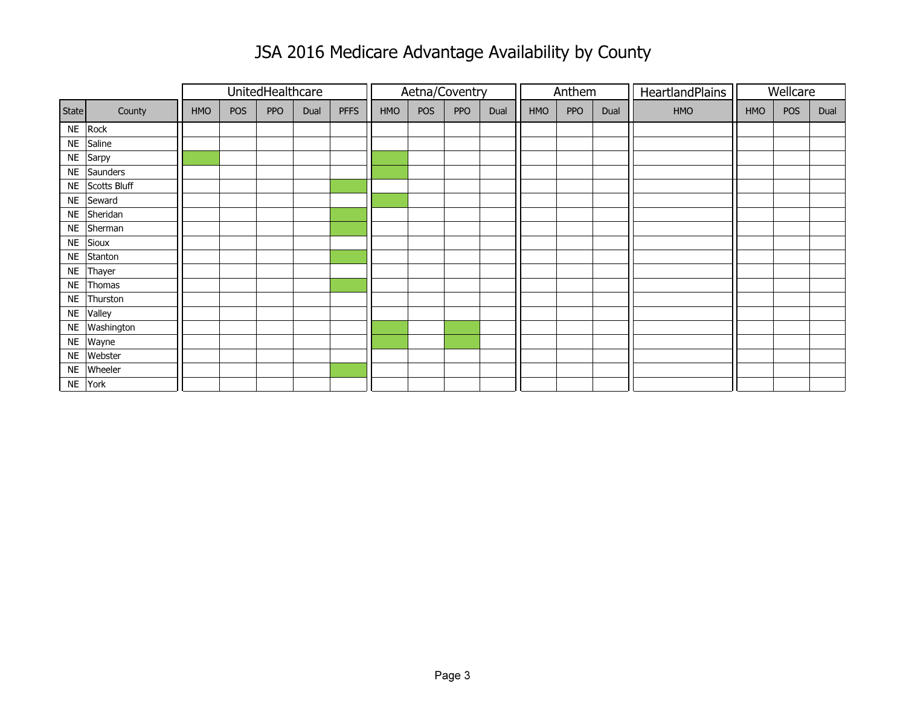# JSA 2016 Medicare Advantage Availability by County

| | | UnitedHealthcare | | | | | Aetna/Coventry | | | | Anthem | | | HeartlandPlains | Wellcare | | |
|---|---|---|---|---|---|---|---|---|---|---|---|---|---|---|---|---|---|
| State | County | HMO | POS | PPO | Dual | PFFS | HMO | POS | PPO | Dual | HMO | PPO | Dual | HMO | HMO | POS | Dual |
| NE | Rock | | | | | | | | | | | | | | | | |
| NE | Saline | | | | | | | | | | | | | | | | |
| NE | Sarpy | X | | | | | X | | | | | | | | | | |
| NE | Saunders | | | | | | X | | | | | | | | | | |
| NE | Scotts Bluff | | | | | X | | | | | | | | | | | |
| NE | Seward | | | | | | X | | | | | | | | | | |
| NE | Sheridan | | | | | X | | | | | | | | | | | |
| NE | Sherman | | | | | X | | | | | | | | | | | |
| NE | Sioux | | | | | | | | | | | | | | | | |
| NE | Stanton | | | | | X | | | | | | | | | | | |
| NE | Thayer | | | | | | | | | | | | | | | | |
| NE | Thomas | | | | | X | | | | | | | | | | | |
| NE | Thurston | | | | | | | | | | | | | | | | |
| NE | Valley | | | | | | | | | | | | | | | | |
| NE | Washington | | | | | | X | | X | | | | | | | | |
| NE | Wayne | | | | | | X | | X | | | | | | | | |
| NE | Webster | | | | | | | | | | | | | | | | |
| NE | Wheeler | | | | | X | | | | | | | | | | | |
| NE | York | | | | | | | | | | | | | | | | |